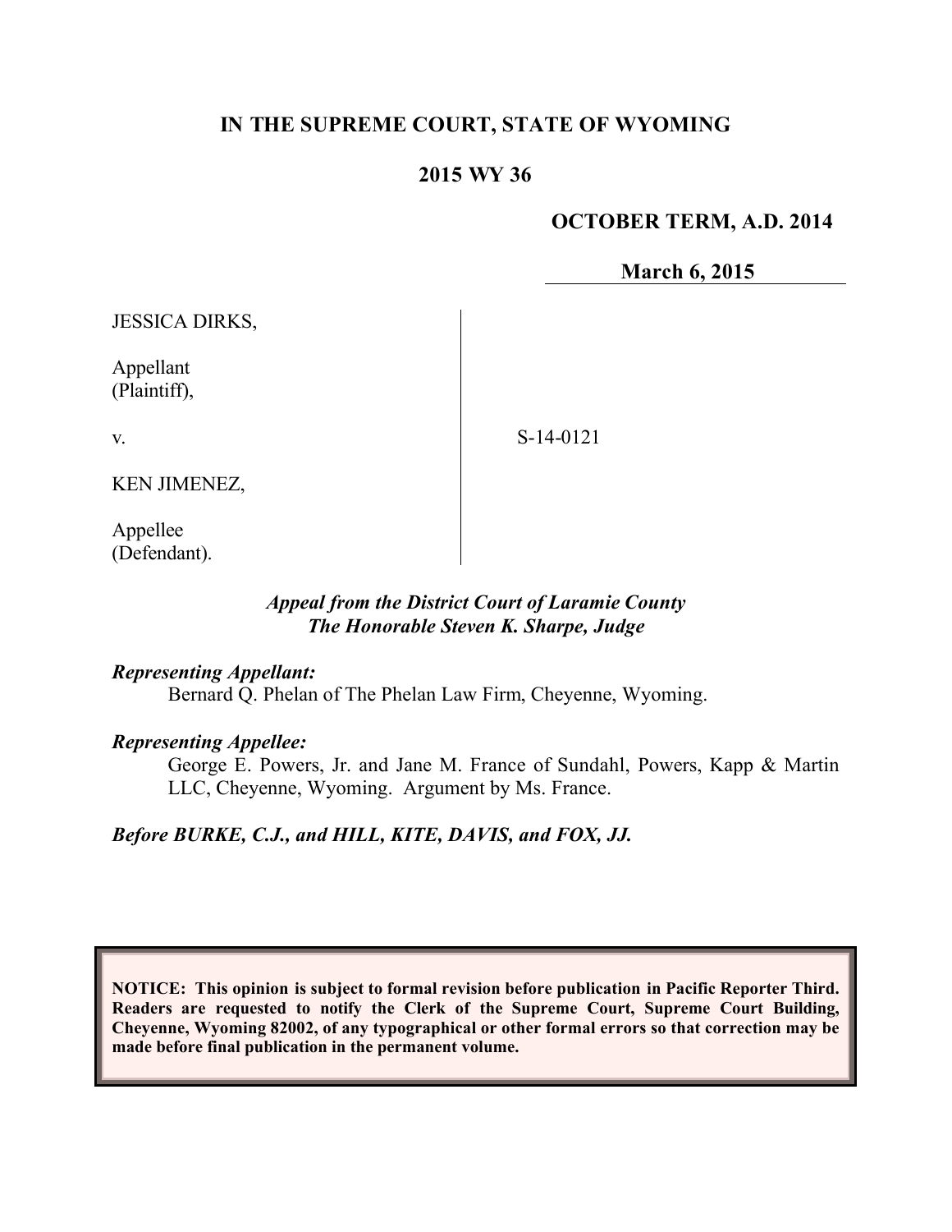# IN THE SUPREME COURT, STATE OF WYOMING

## 2015 WY 36

**OCTOBER TERM, A.D. 2014**

**March 6, 2015**

JESSICA DIRKS,

Appellant
(Plaintiff),

v.

KEN JIMENEZ,

Appellee
(Defendant).

S-14-0121

*Appeal from the District Court of Laramie County*
*The Honorable Steven K. Sharpe, Judge*

***Representing Appellant:***
Bernard Q. Phelan of The Phelan Law Firm, Cheyenne, Wyoming.

***Representing Appellee:***
George E. Powers, Jr. and Jane M. France of Sundahl, Powers, Kapp & Martin LLC, Cheyenne, Wyoming. Argument by Ms. France.

***Before BURKE, C.J., and HILL, KITE, DAVIS, and FOX, JJ.***

**NOTICE: This opinion is subject to formal revision before publication in Pacific Reporter Third. Readers are requested to notify the Clerk of the Supreme Court, Supreme Court Building, Cheyenne, Wyoming 82002, of any typographical or other formal errors so that correction may be made before final publication in the permanent volume.**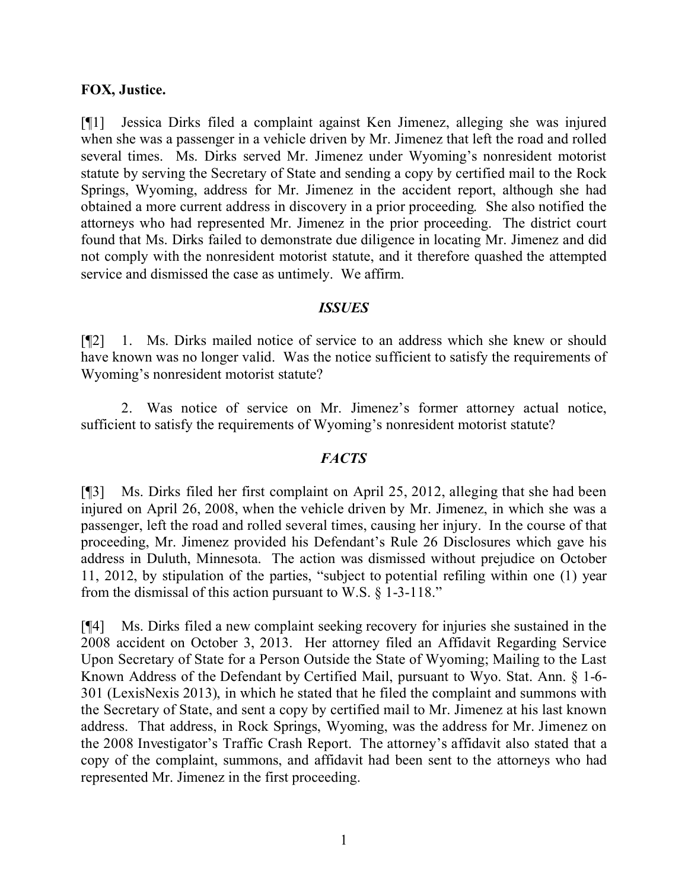**FOX, Justice.**

[¶1] Jessica Dirks filed a complaint against Ken Jimenez, alleging she was injured when she was a passenger in a vehicle driven by Mr. Jimenez that left the road and rolled several times. Ms. Dirks served Mr. Jimenez under Wyoming's nonresident motorist statute by serving the Secretary of State and sending a copy by certified mail to the Rock Springs, Wyoming, address for Mr. Jimenez in the accident report, although she had obtained a more current address in discovery in a prior proceeding. She also notified the attorneys who had represented Mr. Jimenez in the prior proceeding. The district court found that Ms. Dirks failed to demonstrate due diligence in locating Mr. Jimenez and did not comply with the nonresident motorist statute, and it therefore quashed the attempted service and dismissed the case as untimely. We affirm.

## *ISSUES*

[¶2] 1. Ms. Dirks mailed notice of service to an address which she knew or should have known was no longer valid. Was the notice sufficient to satisfy the requirements of Wyoming's nonresident motorist statute?

2. Was notice of service on Mr. Jimenez's former attorney actual notice, sufficient to satisfy the requirements of Wyoming's nonresident motorist statute?

## *FACTS*

[¶3] Ms. Dirks filed her first complaint on April 25, 2012, alleging that she had been injured on April 26, 2008, when the vehicle driven by Mr. Jimenez, in which she was a passenger, left the road and rolled several times, causing her injury. In the course of that proceeding, Mr. Jimenez provided his Defendant's Rule 26 Disclosures which gave his address in Duluth, Minnesota. The action was dismissed without prejudice on October 11, 2012, by stipulation of the parties, "subject to potential refiling within one (1) year from the dismissal of this action pursuant to W.S. § 1-3-118."

[¶4] Ms. Dirks filed a new complaint seeking recovery for injuries she sustained in the 2008 accident on October 3, 2013. Her attorney filed an Affidavit Regarding Service Upon Secretary of State for a Person Outside the State of Wyoming; Mailing to the Last Known Address of the Defendant by Certified Mail, pursuant to Wyo. Stat. Ann. § 1-6-301 (LexisNexis 2013), in which he stated that he filed the complaint and summons with the Secretary of State, and sent a copy by certified mail to Mr. Jimenez at his last known address. That address, in Rock Springs, Wyoming, was the address for Mr. Jimenez on the 2008 Investigator's Traffic Crash Report. The attorney's affidavit also stated that a copy of the complaint, summons, and affidavit had been sent to the attorneys who had represented Mr. Jimenez in the first proceeding.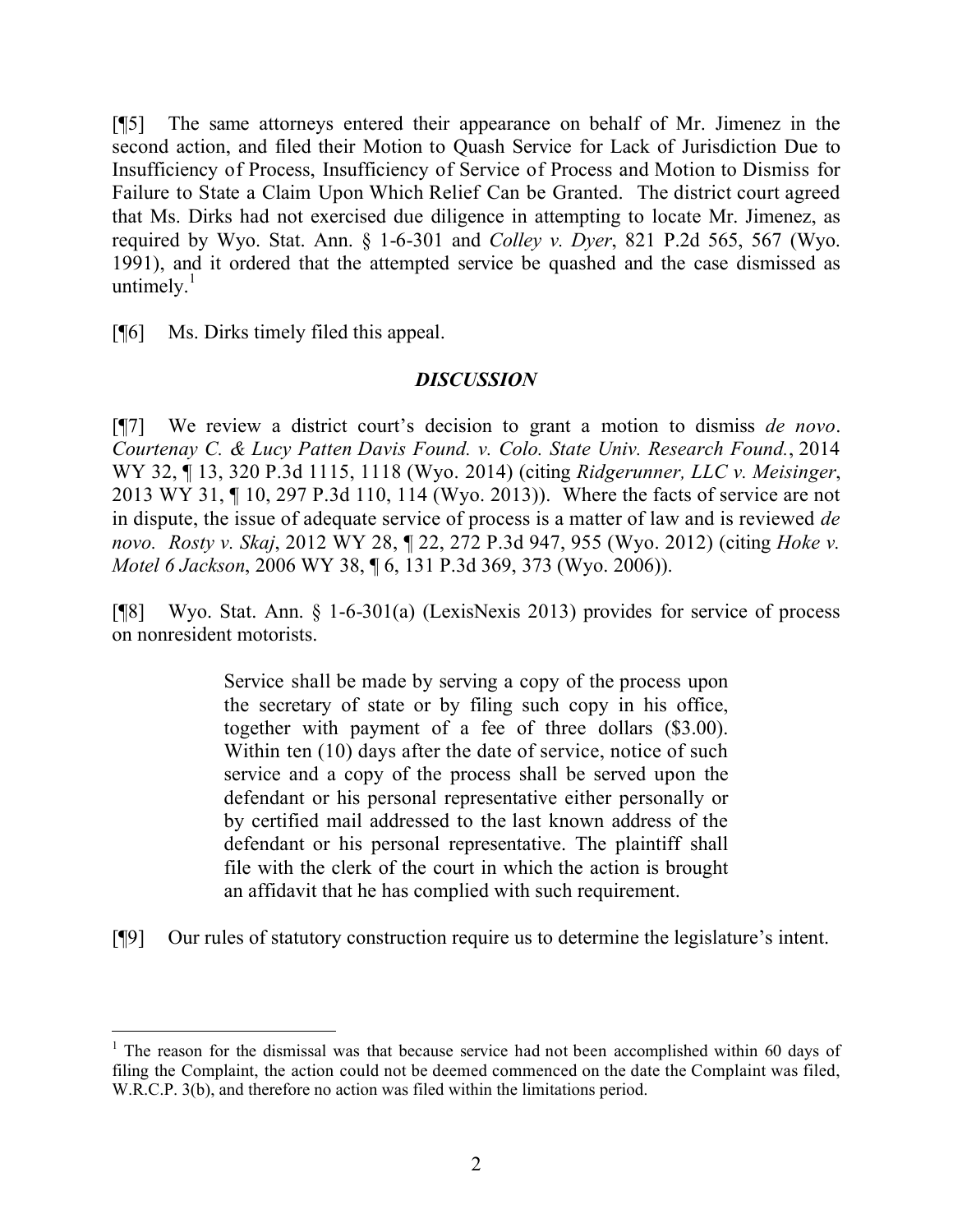[¶5] The same attorneys entered their appearance on behalf of Mr. Jimenez in the second action, and filed their Motion to Quash Service for Lack of Jurisdiction Due to Insufficiency of Process, Insufficiency of Service of Process and Motion to Dismiss for Failure to State a Claim Upon Which Relief Can be Granted. The district court agreed that Ms. Dirks had not exercised due diligence in attempting to locate Mr. Jimenez, as required by Wyo. Stat. Ann. § 1-6-301 and *Colley v. Dyer*, 821 P.2d 565, 567 (Wyo. 1991), and it ordered that the attempted service be quashed and the case dismissed as untimely.[1]

[¶6] Ms. Dirks timely filed this appeal.

## *DISCUSSION*

[¶7] We review a district court's decision to grant a motion to dismiss *de novo*. *Courtenay C. & Lucy Patten Davis Found. v. Colo. State Univ. Research Found.*, 2014 WY 32, ¶ 13, 320 P.3d 1115, 1118 (Wyo. 2014) (citing *Ridgerunner, LLC v. Meisinger*, 2013 WY 31, ¶ 10, 297 P.3d 110, 114 (Wyo. 2013)). Where the facts of service are not in dispute, the issue of adequate service of process is a matter of law and is reviewed *de novo*. *Rosty v. Skaj*, 2012 WY 28, ¶ 22, 272 P.3d 947, 955 (Wyo. 2012) (citing *Hoke v. Motel 6 Jackson*, 2006 WY 38, ¶ 6, 131 P.3d 369, 373 (Wyo. 2006)).

[¶8] Wyo. Stat. Ann. § 1-6-301(a) (LexisNexis 2013) provides for service of process on nonresident motorists.

> Service shall be made by serving a copy of the process upon the secretary of state or by filing such copy in his office, together with payment of a fee of three dollars ($3.00). Within ten (10) days after the date of service, notice of such service and a copy of the process shall be served upon the defendant or his personal representative either personally or by certified mail addressed to the last known address of the defendant or his personal representative. The plaintiff shall file with the clerk of the court in which the action is brought an affidavit that he has complied with such requirement.

[¶9] Our rules of statutory construction require us to determine the legislature's intent.

---

[1] The reason for the dismissal was that because service had not been accomplished within 60 days of filing the Complaint, the action could not be deemed commenced on the date the Complaint was filed, W.R.C.P. 3(b), and therefore no action was filed within the limitations period.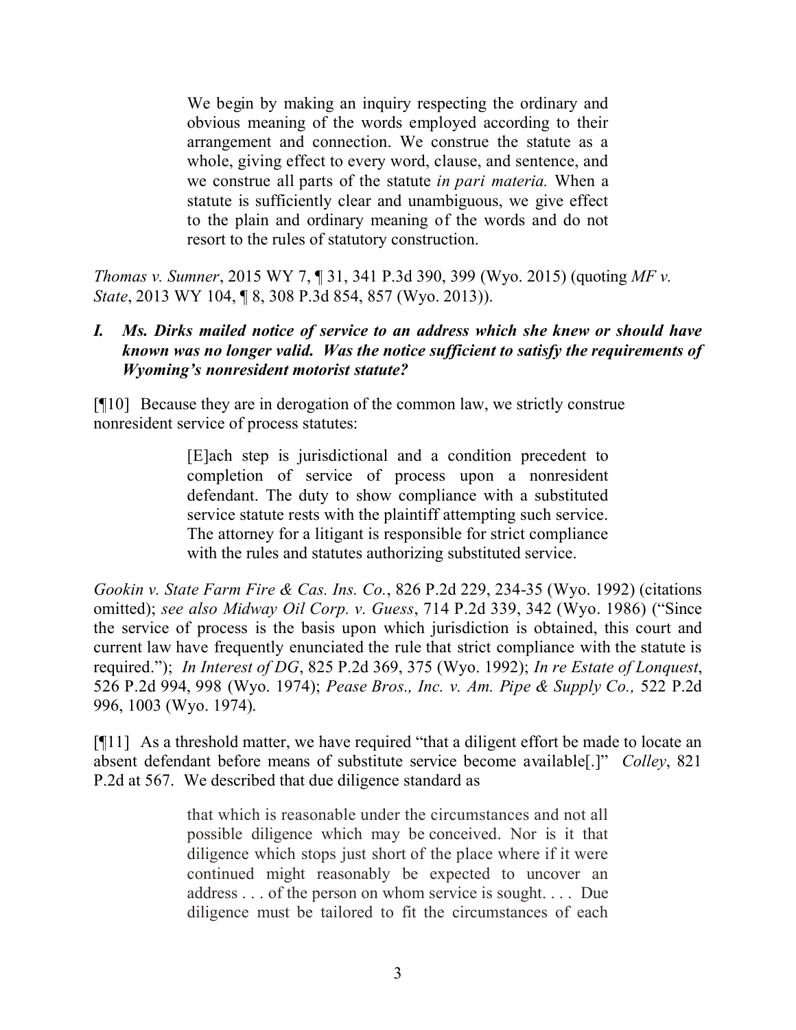> We begin by making an inquiry respecting the ordinary and obvious meaning of the words employed according to their arrangement and connection. We construe the statute as a whole, giving effect to every word, clause, and sentence, and we construe all parts of the statute *in pari materia.* When a statute is sufficiently clear and unambiguous, we give effect to the plain and ordinary meaning of the words and do not resort to the rules of statutory construction.

*Thomas v. Sumner*, 2015 WY 7, ¶ 31, 341 P.3d 390, 399 (Wyo. 2015) (quoting *MF v. State*, 2013 WY 104, ¶ 8, 308 P.3d 854, 857 (Wyo. 2013)).

### *I. Ms. Dirks mailed notice of service to an address which she knew or should have known was no longer valid. Was the notice sufficient to satisfy the requirements of Wyoming's nonresident motorist statute?*

[¶10] Because they are in derogation of the common law, we strictly construe nonresident service of process statutes:

> [E]ach step is jurisdictional and a condition precedent to completion of service of process upon a nonresident defendant. The duty to show compliance with a substituted service statute rests with the plaintiff attempting such service. The attorney for a litigant is responsible for strict compliance with the rules and statutes authorizing substituted service.

*Gookin v. State Farm Fire & Cas. Ins. Co.*, 826 P.2d 229, 234-35 (Wyo. 1992) (citations omitted); *see also Midway Oil Corp. v. Guess*, 714 P.2d 339, 342 (Wyo. 1986) ("Since the service of process is the basis upon which jurisdiction is obtained, this court and current law have frequently enunciated the rule that strict compliance with the statute is required."); *In Interest of DG*, 825 P.2d 369, 375 (Wyo. 1992); *In re Estate of Lonquest*, 526 P.2d 994, 998 (Wyo. 1974); *Pease Bros., Inc. v. Am. Pipe & Supply Co.,* 522 P.2d 996, 1003 (Wyo. 1974).

[¶11] As a threshold matter, we have required "that a diligent effort be made to locate an absent defendant before means of substitute service become available[.]" *Colley*, 821 P.2d at 567. We described that due diligence standard as

> that which is reasonable under the circumstances and not all possible diligence which may be conceived. Nor is it that diligence which stops just short of the place where if it were continued might reasonably be expected to uncover an address . . . of the person on whom service is sought. . . . Due diligence must be tailored to fit the circumstances of each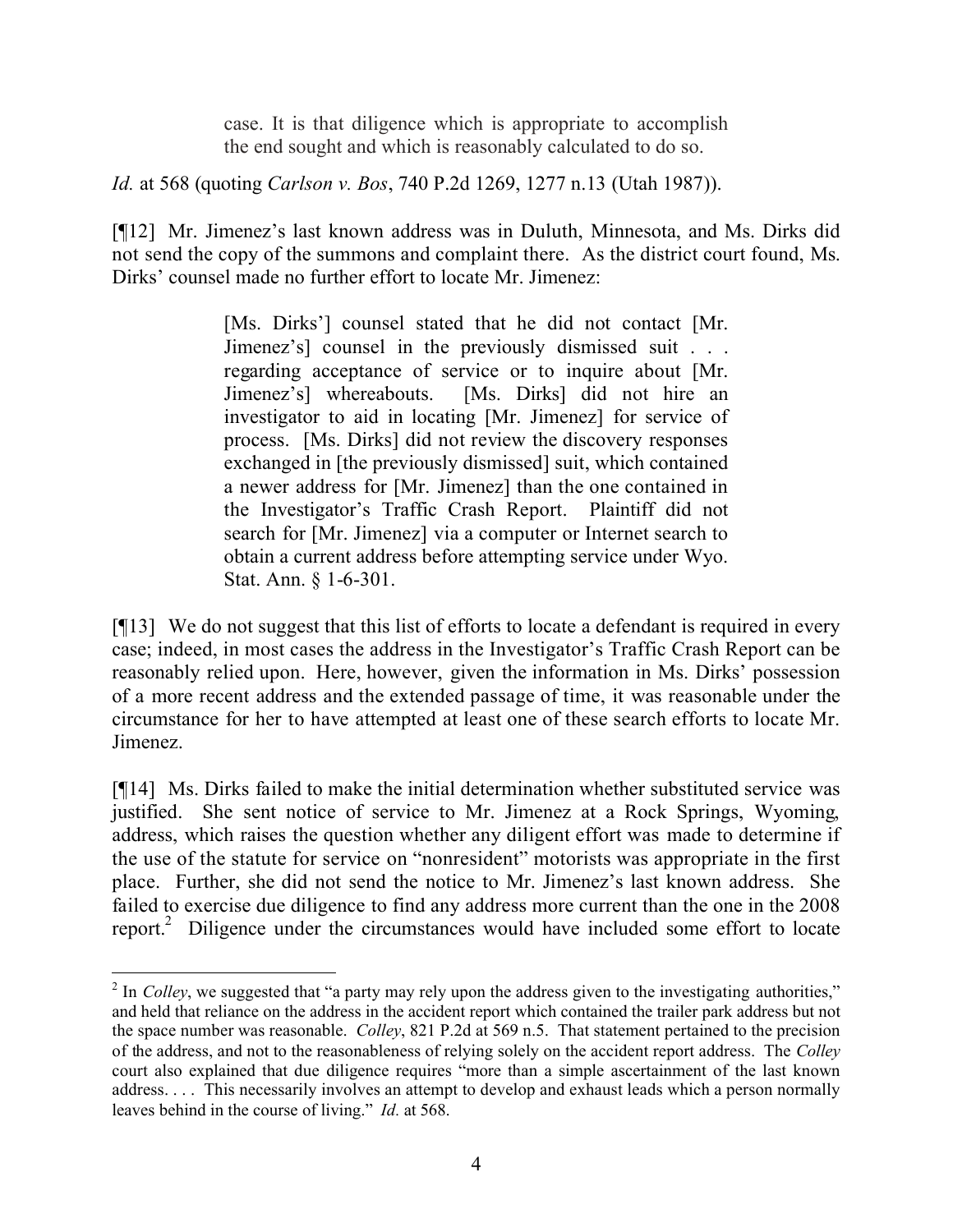> case. It is that diligence which is appropriate to accomplish the end sought and which is reasonably calculated to do so.

*Id.* at 568 (quoting *Carlson v. Bos*, 740 P.2d 1269, 1277 n.13 (Utah 1987)).

[¶12] Mr. Jimenez's last known address was in Duluth, Minnesota, and Ms. Dirks did not send the copy of the summons and complaint there. As the district court found, Ms. Dirks' counsel made no further effort to locate Mr. Jimenez:

> [Ms. Dirks'] counsel stated that he did not contact [Mr. Jimenez's] counsel in the previously dismissed suit . . . regarding acceptance of service or to inquire about [Mr. Jimenez's] whereabouts. [Ms. Dirks] did not hire an investigator to aid in locating [Mr. Jimenez] for service of process. [Ms. Dirks] did not review the discovery responses exchanged in [the previously dismissed] suit, which contained a newer address for [Mr. Jimenez] than the one contained in the Investigator's Traffic Crash Report. Plaintiff did not search for [Mr. Jimenez] via a computer or Internet search to obtain a current address before attempting service under Wyo. Stat. Ann. § 1-6-301.

[¶13] We do not suggest that this list of efforts to locate a defendant is required in every case; indeed, in most cases the address in the Investigator's Traffic Crash Report can be reasonably relied upon. Here, however, given the information in Ms. Dirks' possession of a more recent address and the extended passage of time, it was reasonable under the circumstance for her to have attempted at least one of these search efforts to locate Mr. Jimenez.

[¶14] Ms. Dirks failed to make the initial determination whether substituted service was justified. She sent notice of service to Mr. Jimenez at a Rock Springs, Wyoming, address, which raises the question whether any diligent effort was made to determine if the use of the statute for service on "nonresident" motorists was appropriate in the first place. Further, she did not send the notice to Mr. Jimenez's last known address. She failed to exercise due diligence to find any address more current than the one in the 2008 report.[2] Diligence under the circumstances would have included some effort to locate

---

[2] In *Colley*, we suggested that "a party may rely upon the address given to the investigating authorities," and held that reliance on the address in the accident report which contained the trailer park address but not the space number was reasonable. *Colley*, 821 P.2d at 569 n.5. That statement pertained to the precision of the address, and not to the reasonableness of relying solely on the accident report address. The *Colley* court also explained that due diligence requires "more than a simple ascertainment of the last known address. . . . This necessarily involves an attempt to develop and exhaust leads which a person normally leaves behind in the course of living." *Id.* at 568.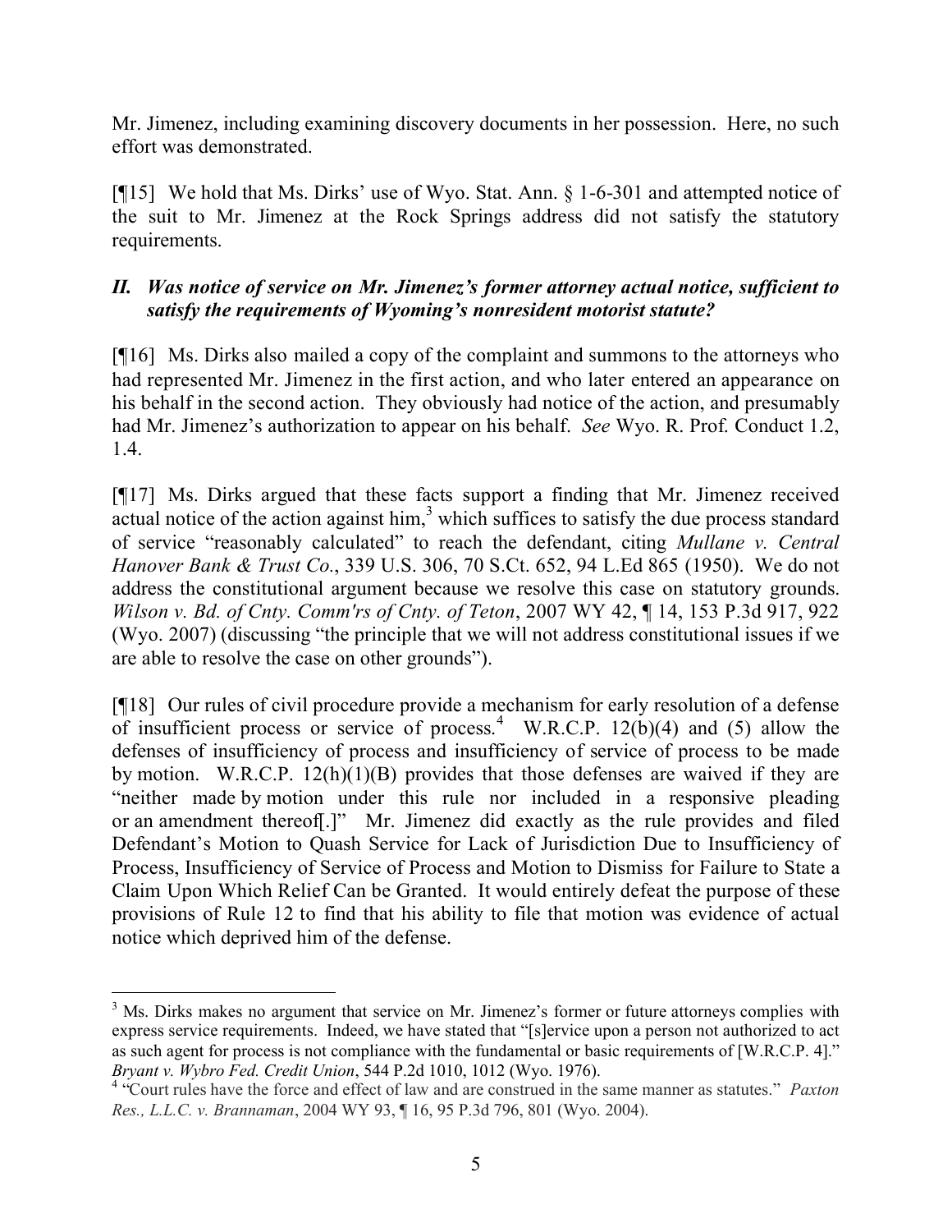Mr. Jimenez, including examining discovery documents in her possession. Here, no such effort was demonstrated.

[¶15] We hold that Ms. Dirks' use of Wyo. Stat. Ann. § 1-6-301 and attempted notice of the suit to Mr. Jimenez at the Rock Springs address did not satisfy the statutory requirements.

### *II. Was notice of service on Mr. Jimenez's former attorney actual notice, sufficient to satisfy the requirements of Wyoming's nonresident motorist statute?*

[¶16] Ms. Dirks also mailed a copy of the complaint and summons to the attorneys who had represented Mr. Jimenez in the first action, and who later entered an appearance on his behalf in the second action. They obviously had notice of the action, and presumably had Mr. Jimenez's authorization to appear on his behalf. *See* Wyo. R. Prof. Conduct 1.2, 1.4.

[¶17] Ms. Dirks argued that these facts support a finding that Mr. Jimenez received actual notice of the action against him,[3] which suffices to satisfy the due process standard of service "reasonably calculated" to reach the defendant, citing *Mullane v. Central Hanover Bank & Trust Co.*, 339 U.S. 306, 70 S.Ct. 652, 94 L.Ed 865 (1950). We do not address the constitutional argument because we resolve this case on statutory grounds. *Wilson v. Bd. of Cnty. Comm'rs of Cnty. of Teton*, 2007 WY 42, ¶ 14, 153 P.3d 917, 922 (Wyo. 2007) (discussing "the principle that we will not address constitutional issues if we are able to resolve the case on other grounds").

[¶18] Our rules of civil procedure provide a mechanism for early resolution of a defense of insufficient process or service of process.[4] W.R.C.P. 12(b)(4) and (5) allow the defenses of insufficiency of process and insufficiency of service of process to be made by motion. W.R.C.P. 12(h)(1)(B) provides that those defenses are waived if they are "neither made by motion under this rule nor included in a responsive pleading or an amendment thereof[.]" Mr. Jimenez did exactly as the rule provides and filed Defendant's Motion to Quash Service for Lack of Jurisdiction Due to Insufficiency of Process, Insufficiency of Service of Process and Motion to Dismiss for Failure to State a Claim Upon Which Relief Can be Granted. It would entirely defeat the purpose of these provisions of Rule 12 to find that his ability to file that motion was evidence of actual notice which deprived him of the defense.

---

[3] Ms. Dirks makes no argument that service on Mr. Jimenez's former or future attorneys complies with express service requirements. Indeed, we have stated that "[s]ervice upon a person not authorized to act as such agent for process is not compliance with the fundamental or basic requirements of [W.R.C.P. 4]." *Bryant v. Wybro Fed. Credit Union*, 544 P.2d 1010, 1012 (Wyo. 1976).

[4] "Court rules have the force and effect of law and are construed in the same manner as statutes." *Paxton Res., L.L.C. v. Brannaman*, 2004 WY 93, ¶ 16, 95 P.3d 796, 801 (Wyo. 2004).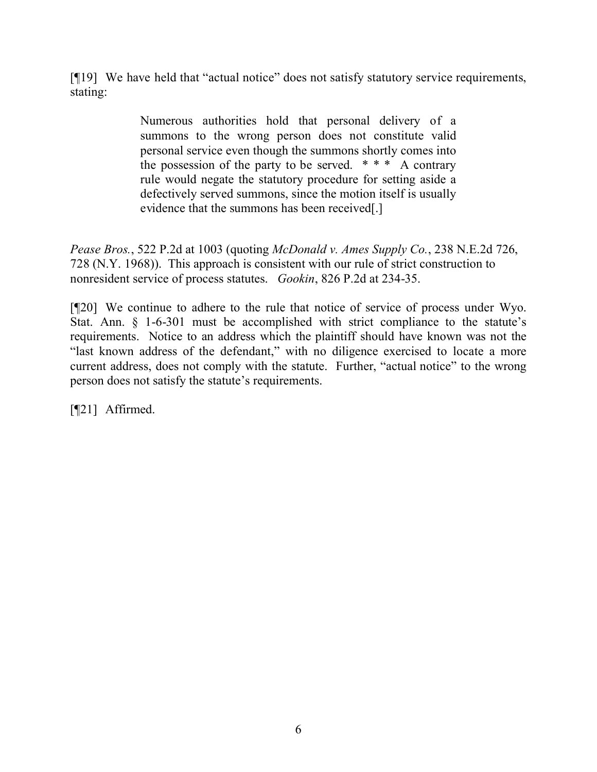[¶19] We have held that "actual notice" does not satisfy statutory service requirements, stating:

> Numerous authorities hold that personal delivery of a summons to the wrong person does not constitute valid personal service even though the summons shortly comes into the possession of the party to be served. * * * A contrary rule would negate the statutory procedure for setting aside a defectively served summons, since the motion itself is usually evidence that the summons has been received[.]

*Pease Bros.*, 522 P.2d at 1003 (quoting *McDonald v. Ames Supply Co.*, 238 N.E.2d 726, 728 (N.Y. 1968)). This approach is consistent with our rule of strict construction to nonresident service of process statutes. *Gookin*, 826 P.2d at 234-35.

[¶20] We continue to adhere to the rule that notice of service of process under Wyo. Stat. Ann. § 1-6-301 must be accomplished with strict compliance to the statute's requirements. Notice to an address which the plaintiff should have known was not the "last known address of the defendant," with no diligence exercised to locate a more current address, does not comply with the statute. Further, "actual notice" to the wrong person does not satisfy the statute's requirements.

[¶21] Affirmed.